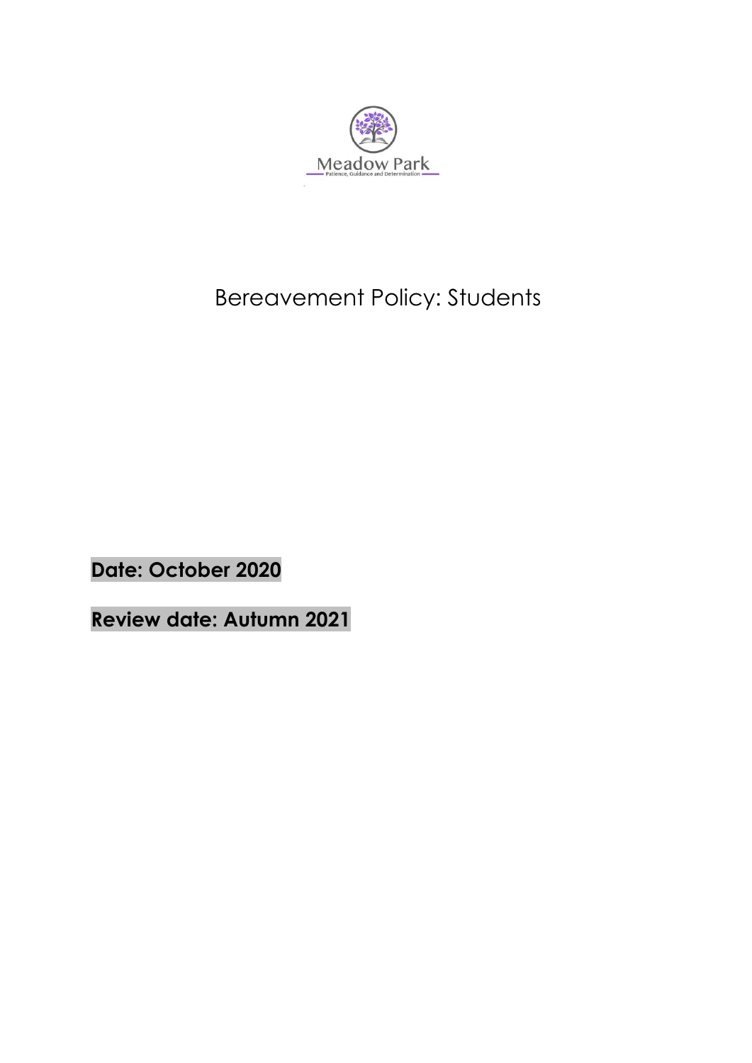Meadow Park

Patience, Guidance and Determination

# Bereavement Policy: Students

**Date: October 2020**

**Review date: Autumn 2021**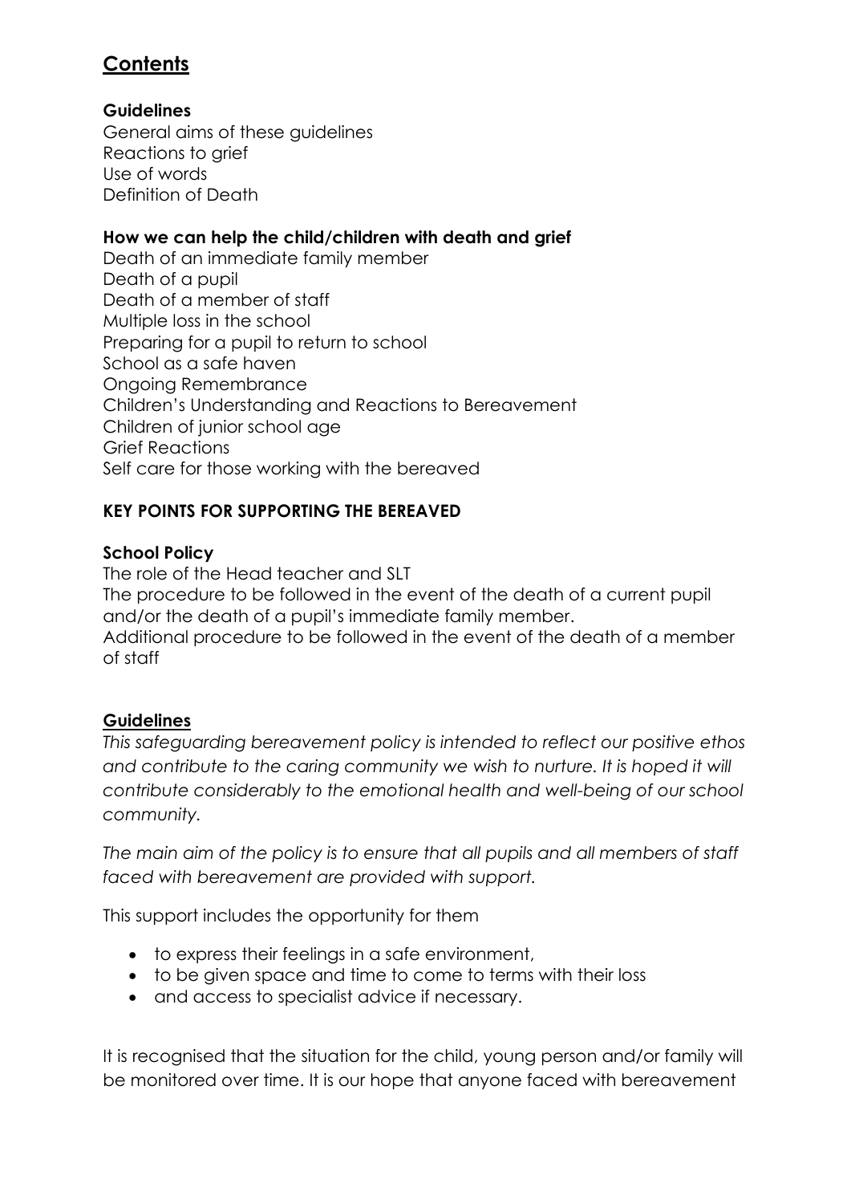# **Contents**

**Guidelines**
General aims of these guidelines
Reactions to grief
Use of words
Definition of Death

**How we can help the child/children with death and grief**
Death of an immediate family member
Death of a pupil
Death of a member of staff
Multiple loss in the school
Preparing for a pupil to return to school
School as a safe haven
Ongoing Remembrance
Children's Understanding and Reactions to Bereavement
Children of junior school age
Grief Reactions
Self care for those working with the bereaved

**KEY POINTS FOR SUPPORTING THE BEREAVED**

**School Policy**
The role of the Head teacher and SLT
The procedure to be followed in the event of the death of a current pupil and/or the death of a pupil's immediate family member.
Additional procedure to be followed in the event of the death of a member of staff

## **Guidelines**

*This safeguarding bereavement policy is intended to reflect our positive ethos and contribute to the caring community we wish to nurture. It is hoped it will contribute considerably to the emotional health and well-being of our school community.*

*The main aim of the policy is to ensure that all pupils and all members of staff faced with bereavement are provided with support.*

This support includes the opportunity for them

- to express their feelings in a safe environment,
- to be given space and time to come to terms with their loss
- and access to specialist advice if necessary.

It is recognised that the situation for the child, young person and/or family will be monitored over time. It is our hope that anyone faced with bereavement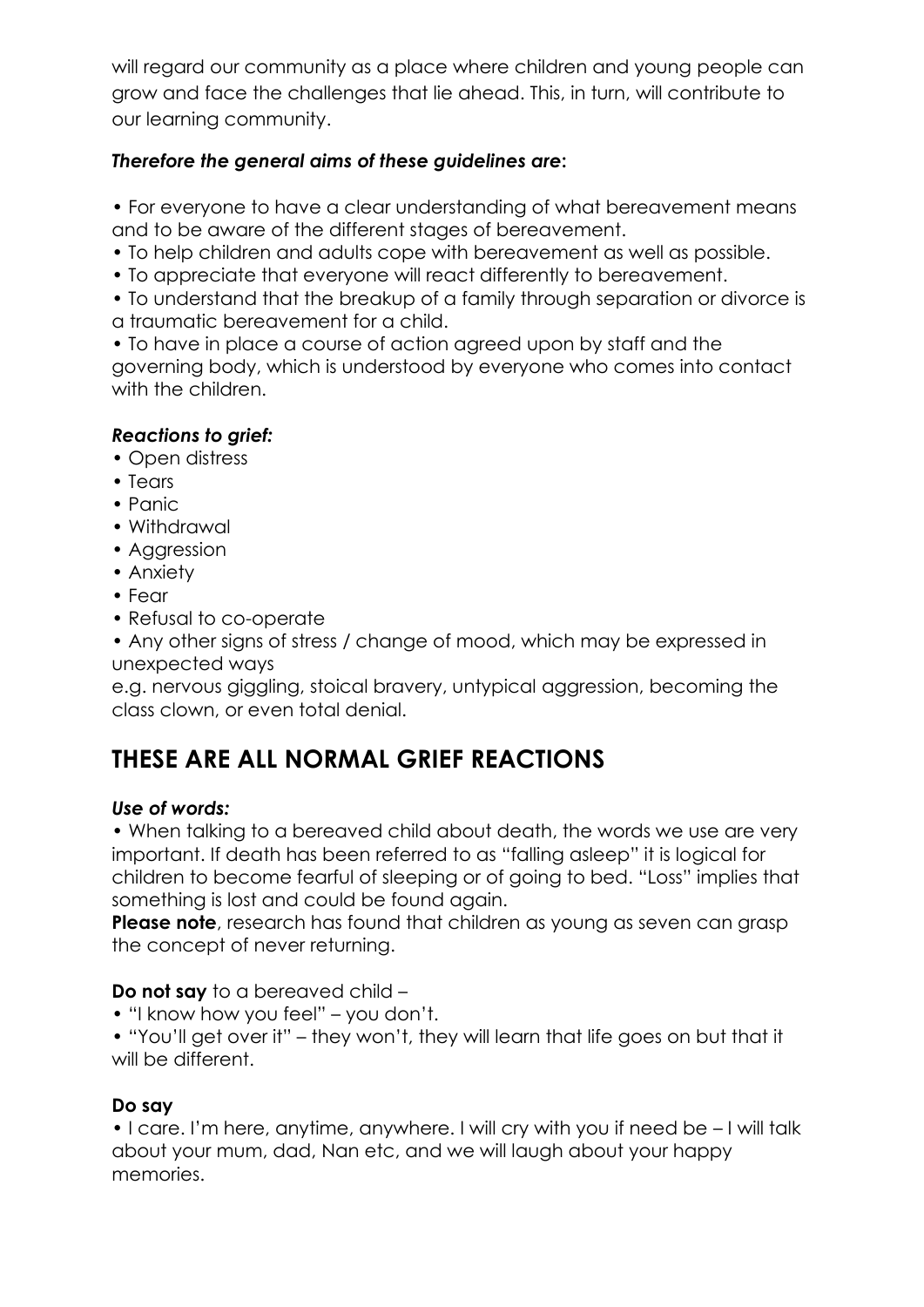will regard our community as a place where children and young people can grow and face the challenges that lie ahead. This, in turn, will contribute to our learning community.

***Therefore the general aims of these guidelines are*:**

- For everyone to have a clear understanding of what bereavement means and to be aware of the different stages of bereavement.
- To help children and adults cope with bereavement as well as possible.
- To appreciate that everyone will react differently to bereavement.
- To understand that the breakup of a family through separation or divorce is a traumatic bereavement for a child.
- To have in place a course of action agreed upon by staff and the governing body, which is understood by everyone who comes into contact with the children.

***Reactions to grief:***

- Open distress
- Tears
- Panic
- Withdrawal
- Aggression
- Anxiety
- Fear
- Refusal to co-operate
- Any other signs of stress / change of mood, which may be expressed in unexpected ways

e.g. nervous giggling, stoical bravery, untypical aggression, becoming the class clown, or even total denial.

## THESE ARE ALL NORMAL GRIEF REACTIONS

***Use of words:***

- When talking to a bereaved child about death, the words we use are very important. If death has been referred to as "falling asleep" it is logical for children to become fearful of sleeping or of going to bed. "Loss" implies that something is lost and could be found again.

**Please note**, research has found that children as young as seven can grasp the concept of never returning.

**Do not say** to a bereaved child –

- "I know how you feel" – you don't.
- "You'll get over it" – they won't, they will learn that life goes on but that it will be different.

**Do say**

- I care. I'm here, anytime, anywhere. I will cry with you if need be – I will talk about your mum, dad, Nan etc, and we will laugh about your happy memories.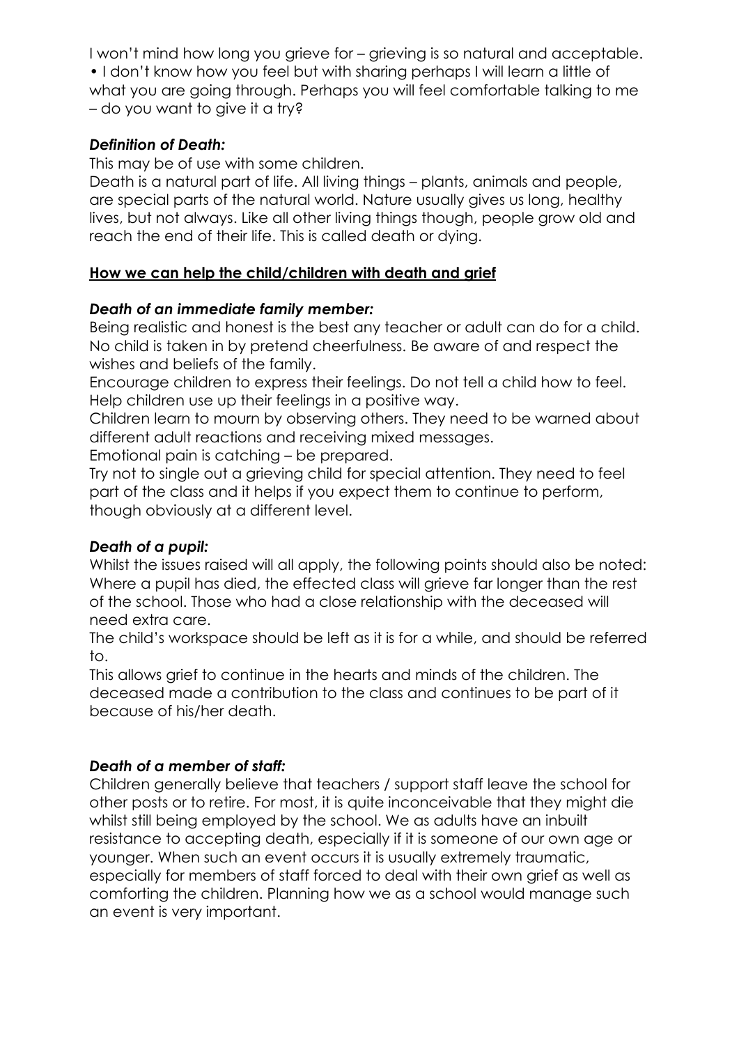I won't mind how long you grieve for – grieving is so natural and acceptable.

- I don't know how you feel but with sharing perhaps I will learn a little of what you are going through. Perhaps you will feel comfortable talking to me – do you want to give it a try?

***Definition of Death:***

This may be of use with some children.

Death is a natural part of life. All living things – plants, animals and people, are special parts of the natural world. Nature usually gives us long, healthy lives, but not always. Like all other living things though, people grow old and reach the end of their life. This is called death or dying.

<u>**How we can help the child/children with death and grief**</u>

***Death of an immediate family member:***

Being realistic and honest is the best any teacher or adult can do for a child. No child is taken in by pretend cheerfulness. Be aware of and respect the wishes and beliefs of the family.

Encourage children to express their feelings. Do not tell a child how to feel. Help children use up their feelings in a positive way.

Children learn to mourn by observing others. They need to be warned about different adult reactions and receiving mixed messages.

Emotional pain is catching – be prepared.

Try not to single out a grieving child for special attention. They need to feel part of the class and it helps if you expect them to continue to perform, though obviously at a different level.

***Death of a pupil:***

Whilst the issues raised will all apply, the following points should also be noted: Where a pupil has died, the effected class will grieve far longer than the rest of the school. Those who had a close relationship with the deceased will need extra care.

The child's workspace should be left as it is for a while, and should be referred to.

This allows grief to continue in the hearts and minds of the children. The deceased made a contribution to the class and continues to be part of it because of his/her death.

***Death of a member of staff:***

Children generally believe that teachers / support staff leave the school for other posts or to retire. For most, it is quite inconceivable that they might die whilst still being employed by the school. We as adults have an inbuilt resistance to accepting death, especially if it is someone of our own age or younger. When such an event occurs it is usually extremely traumatic, especially for members of staff forced to deal with their own grief as well as comforting the children. Planning how we as a school would manage such an event is very important.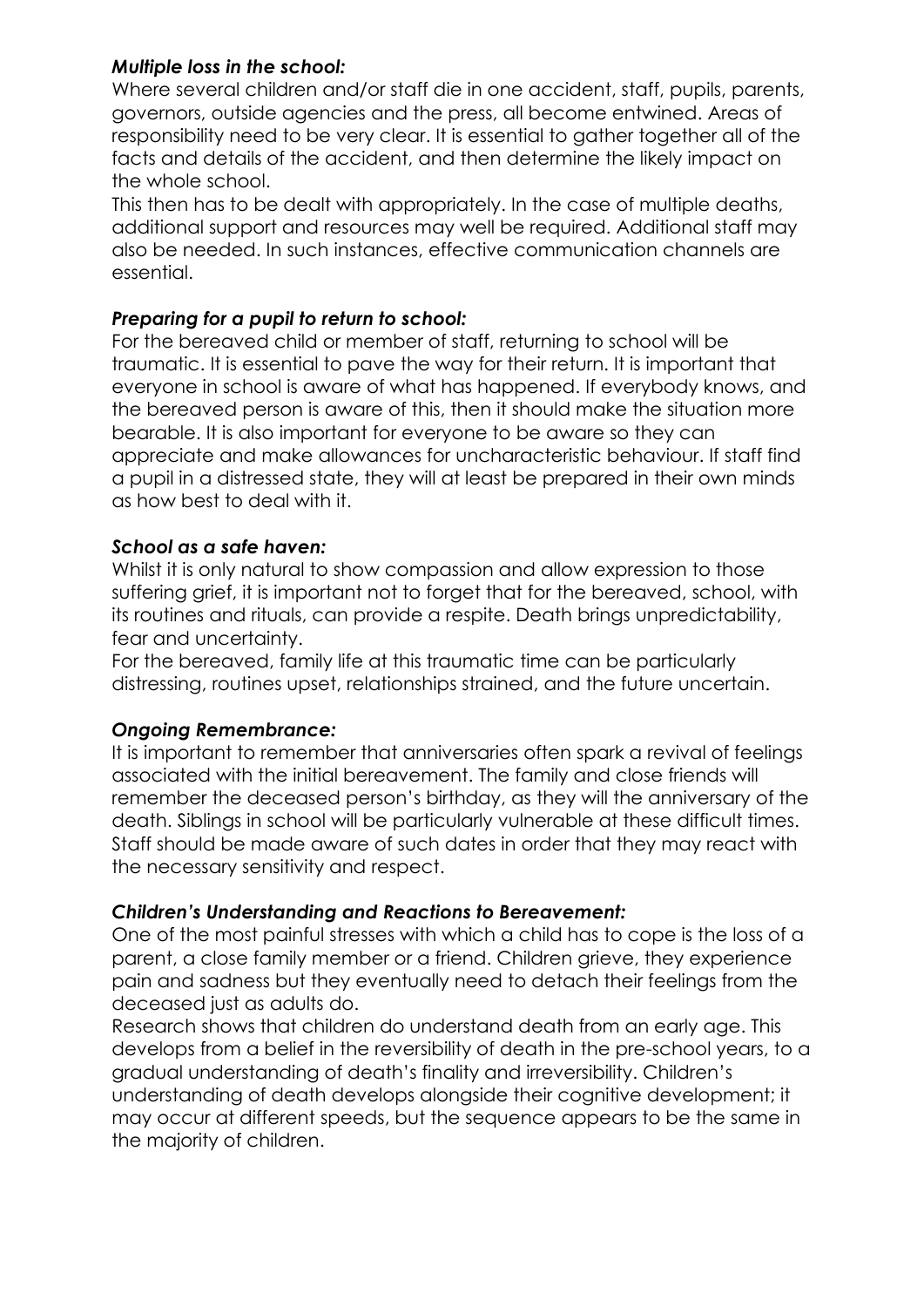***Multiple loss in the school:***

Where several children and/or staff die in one accident, staff, pupils, parents, governors, outside agencies and the press, all become entwined. Areas of responsibility need to be very clear. It is essential to gather together all of the facts and details of the accident, and then determine the likely impact on the whole school.

This then has to be dealt with appropriately. In the case of multiple deaths, additional support and resources may well be required. Additional staff may also be needed. In such instances, effective communication channels are essential.

***Preparing for a pupil to return to school:***

For the bereaved child or member of staff, returning to school will be traumatic. It is essential to pave the way for their return. It is important that everyone in school is aware of what has happened. If everybody knows, and the bereaved person is aware of this, then it should make the situation more bearable. It is also important for everyone to be aware so they can appreciate and make allowances for uncharacteristic behaviour. If staff find a pupil in a distressed state, they will at least be prepared in their own minds as how best to deal with it.

***School as a safe haven:***

Whilst it is only natural to show compassion and allow expression to those suffering grief, it is important not to forget that for the bereaved, school, with its routines and rituals, can provide a respite. Death brings unpredictability, fear and uncertainty.

For the bereaved, family life at this traumatic time can be particularly distressing, routines upset, relationships strained, and the future uncertain.

***Ongoing Remembrance:***

It is important to remember that anniversaries often spark a revival of feelings associated with the initial bereavement. The family and close friends will remember the deceased person's birthday, as they will the anniversary of the death. Siblings in school will be particularly vulnerable at these difficult times. Staff should be made aware of such dates in order that they may react with the necessary sensitivity and respect.

***Children's Understanding and Reactions to Bereavement:***

One of the most painful stresses with which a child has to cope is the loss of a parent, a close family member or a friend. Children grieve, they experience pain and sadness but they eventually need to detach their feelings from the deceased just as adults do.

Research shows that children do understand death from an early age. This develops from a belief in the reversibility of death in the pre-school years, to a gradual understanding of death's finality and irreversibility. Children's understanding of death develops alongside their cognitive development; it may occur at different speeds, but the sequence appears to be the same in the majority of children.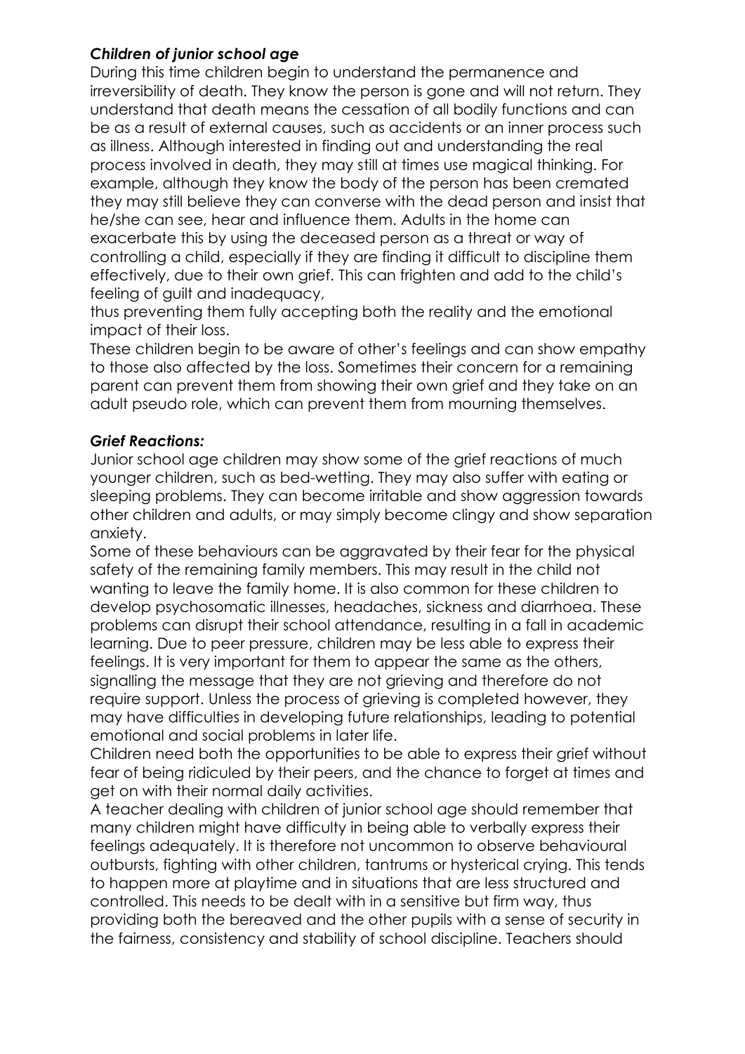***Children of junior school age***

During this time children begin to understand the permanence and irreversibility of death. They know the person is gone and will not return. They understand that death means the cessation of all bodily functions and can be as a result of external causes, such as accidents or an inner process such as illness. Although interested in finding out and understanding the real process involved in death, they may still at times use magical thinking. For example, although they know the body of the person has been cremated they may still believe they can converse with the dead person and insist that he/she can see, hear and influence them. Adults in the home can exacerbate this by using the deceased person as a threat or way of controlling a child, especially if they are finding it difficult to discipline them effectively, due to their own grief. This can frighten and add to the child's feeling of guilt and inadequacy,
thus preventing them fully accepting both the reality and the emotional impact of their loss.

These children begin to be aware of other's feelings and can show empathy to those also affected by the loss. Sometimes their concern for a remaining parent can prevent them from showing their own grief and they take on an adult pseudo role, which can prevent them from mourning themselves.

***Grief Reactions:***

Junior school age children may show some of the grief reactions of much younger children, such as bed-wetting. They may also suffer with eating or sleeping problems. They can become irritable and show aggression towards other children and adults, or may simply become clingy and show separation anxiety.

Some of these behaviours can be aggravated by their fear for the physical safety of the remaining family members. This may result in the child not wanting to leave the family home. It is also common for these children to develop psychosomatic illnesses, headaches, sickness and diarrhoea. These problems can disrupt their school attendance, resulting in a fall in academic learning. Due to peer pressure, children may be less able to express their feelings. It is very important for them to appear the same as the others, signalling the message that they are not grieving and therefore do not require support. Unless the process of grieving is completed however, they may have difficulties in developing future relationships, leading to potential emotional and social problems in later life.

Children need both the opportunities to be able to express their grief without fear of being ridiculed by their peers, and the chance to forget at times and get on with their normal daily activities.

A teacher dealing with children of junior school age should remember that many children might have difficulty in being able to verbally express their feelings adequately. It is therefore not uncommon to observe behavioural outbursts, fighting with other children, tantrums or hysterical crying. This tends to happen more at playtime and in situations that are less structured and controlled. This needs to be dealt with in a sensitive but firm way, thus providing both the bereaved and the other pupils with a sense of security in the fairness, consistency and stability of school discipline. Teachers should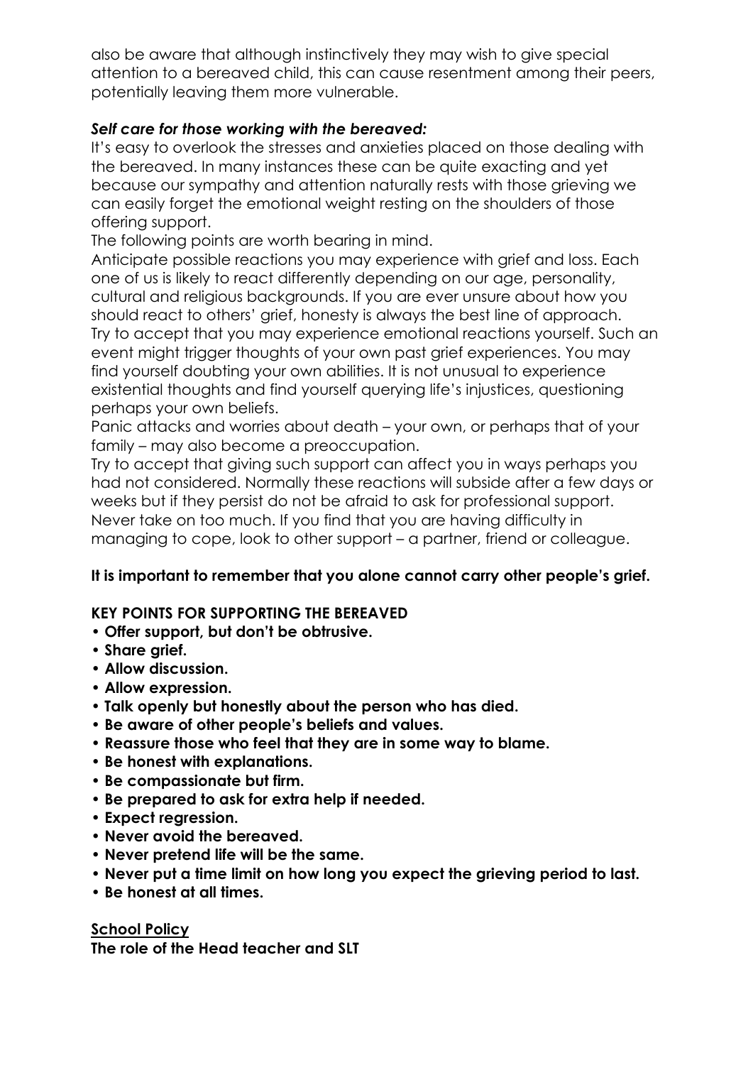also be aware that although instinctively they may wish to give special attention to a bereaved child, this can cause resentment among their peers, potentially leaving them more vulnerable.

***Self care for those working with the bereaved:***

It's easy to overlook the stresses and anxieties placed on those dealing with the bereaved. In many instances these can be quite exacting and yet because our sympathy and attention naturally rests with those grieving we can easily forget the emotional weight resting on the shoulders of those offering support.

The following points are worth bearing in mind.

Anticipate possible reactions you may experience with grief and loss. Each one of us is likely to react differently depending on our age, personality, cultural and religious backgrounds. If you are ever unsure about how you should react to others' grief, honesty is always the best line of approach.

Try to accept that you may experience emotional reactions yourself. Such an event might trigger thoughts of your own past grief experiences. You may find yourself doubting your own abilities. It is not unusual to experience existential thoughts and find yourself querying life's injustices, questioning perhaps your own beliefs.

Panic attacks and worries about death – your own, or perhaps that of your family – may also become a preoccupation.

Try to accept that giving such support can affect you in ways perhaps you had not considered. Normally these reactions will subside after a few days or weeks but if they persist do not be afraid to ask for professional support.

Never take on too much. If you find that you are having difficulty in managing to cope, look to other support – a partner, friend or colleague.

**It is important to remember that you alone cannot carry other people's grief.**

**KEY POINTS FOR SUPPORTING THE BEREAVED**

- **Offer support, but don't be obtrusive.**
- **Share grief.**
- **Allow discussion.**
- **Allow expression.**
- **Talk openly but honestly about the person who has died.**
- **Be aware of other people's beliefs and values.**
- **Reassure those who feel that they are in some way to blame.**
- **Be honest with explanations.**
- **Be compassionate but firm.**
- **Be prepared to ask for extra help if needed.**
- **Expect regression.**
- **Never avoid the bereaved.**
- **Never pretend life will be the same.**
- **Never put a time limit on how long you expect the grieving period to last.**
- **Be honest at all times.**

**School Policy**

**The role of the Head teacher and SLT**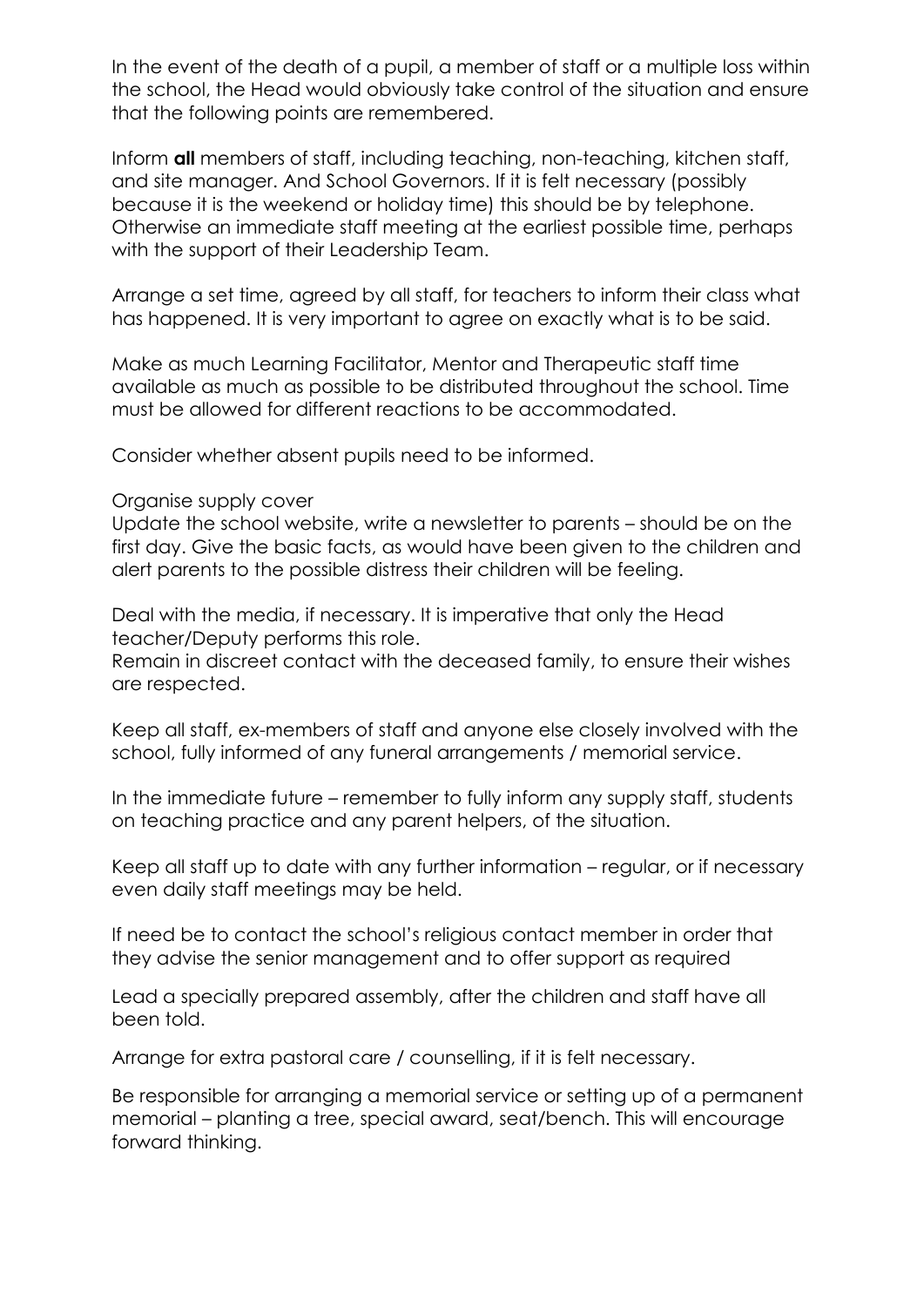In the event of the death of a pupil, a member of staff or a multiple loss within the school, the Head would obviously take control of the situation and ensure that the following points are remembered.

Inform **all** members of staff, including teaching, non-teaching, kitchen staff, and site manager. And School Governors. If it is felt necessary (possibly because it is the weekend or holiday time) this should be by telephone. Otherwise an immediate staff meeting at the earliest possible time, perhaps with the support of their Leadership Team.

Arrange a set time, agreed by all staff, for teachers to inform their class what has happened. It is very important to agree on exactly what is to be said.

Make as much Learning Facilitator, Mentor and Therapeutic staff time available as much as possible to be distributed throughout the school. Time must be allowed for different reactions to be accommodated.

Consider whether absent pupils need to be informed.

Organise supply cover
Update the school website, write a newsletter to parents – should be on the first day. Give the basic facts, as would have been given to the children and alert parents to the possible distress their children will be feeling.

Deal with the media, if necessary. It is imperative that only the Head teacher/Deputy performs this role.
Remain in discreet contact with the deceased family, to ensure their wishes are respected.

Keep all staff, ex-members of staff and anyone else closely involved with the school, fully informed of any funeral arrangements / memorial service.

In the immediate future – remember to fully inform any supply staff, students on teaching practice and any parent helpers, of the situation.

Keep all staff up to date with any further information – regular, or if necessary even daily staff meetings may be held.

If need be to contact the school's religious contact member in order that they advise the senior management and to offer support as required

Lead a specially prepared assembly, after the children and staff have all been told.

Arrange for extra pastoral care / counselling, if it is felt necessary.

Be responsible for arranging a memorial service or setting up of a permanent memorial – planting a tree, special award, seat/bench. This will encourage forward thinking.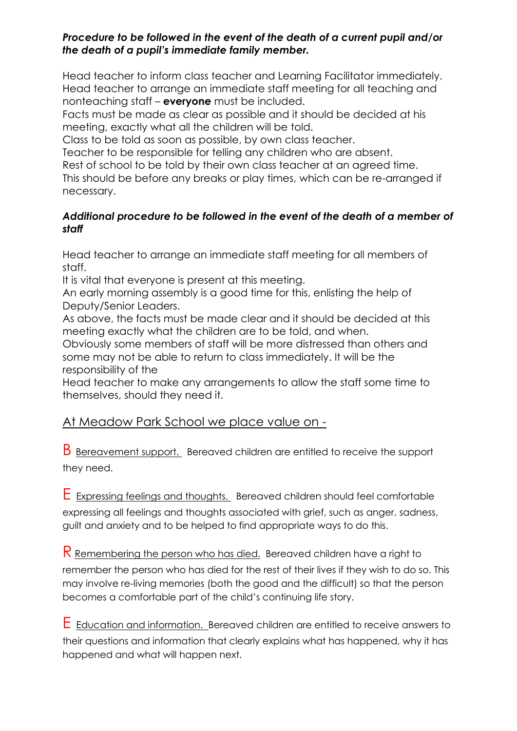***Procedure to be followed in the event of the death of a current pupil and/or the death of a pupil's immediate family member.***

Head teacher to inform class teacher and Learning Facilitator immediately.
Head teacher to arrange an immediate staff meeting for all teaching and nonteaching staff – **everyone** must be included.
Facts must be made as clear as possible and it should be decided at his meeting, exactly what all the children will be told.
Class to be told as soon as possible, by own class teacher.
Teacher to be responsible for telling any children who are absent.
Rest of school to be told by their own class teacher at an agreed time.
This should be before any breaks or play times, which can be re-arranged if necessary.

***Additional procedure to be followed in the event of the death of a member of staff***

Head teacher to arrange an immediate staff meeting for all members of staff.
It is vital that everyone is present at this meeting.
An early morning assembly is a good time for this, enlisting the help of Deputy/Senior Leaders.
As above, the facts must be made clear and it should be decided at this meeting exactly what the children are to be told, and when.
Obviously some members of staff will be more distressed than others and some may not be able to return to class immediately. It will be the responsibility of the
Head teacher to make any arrangements to allow the staff some time to themselves, should they need it.

## At Meadow Park School we place value on -

**B** Bereavement support. Bereaved children are entitled to receive the support they need.

**E** Expressing feelings and thoughts. Bereaved children should feel comfortable expressing all feelings and thoughts associated with grief, such as anger, sadness, guilt and anxiety and to be helped to find appropriate ways to do this.

**R** Remembering the person who has died. Bereaved children have a right to remember the person who has died for the rest of their lives if they wish to do so. This may involve re-living memories (both the good and the difficult) so that the person becomes a comfortable part of the child's continuing life story.

**E** Education and information. Bereaved children are entitled to receive answers to their questions and information that clearly explains what has happened, why it has happened and what will happen next.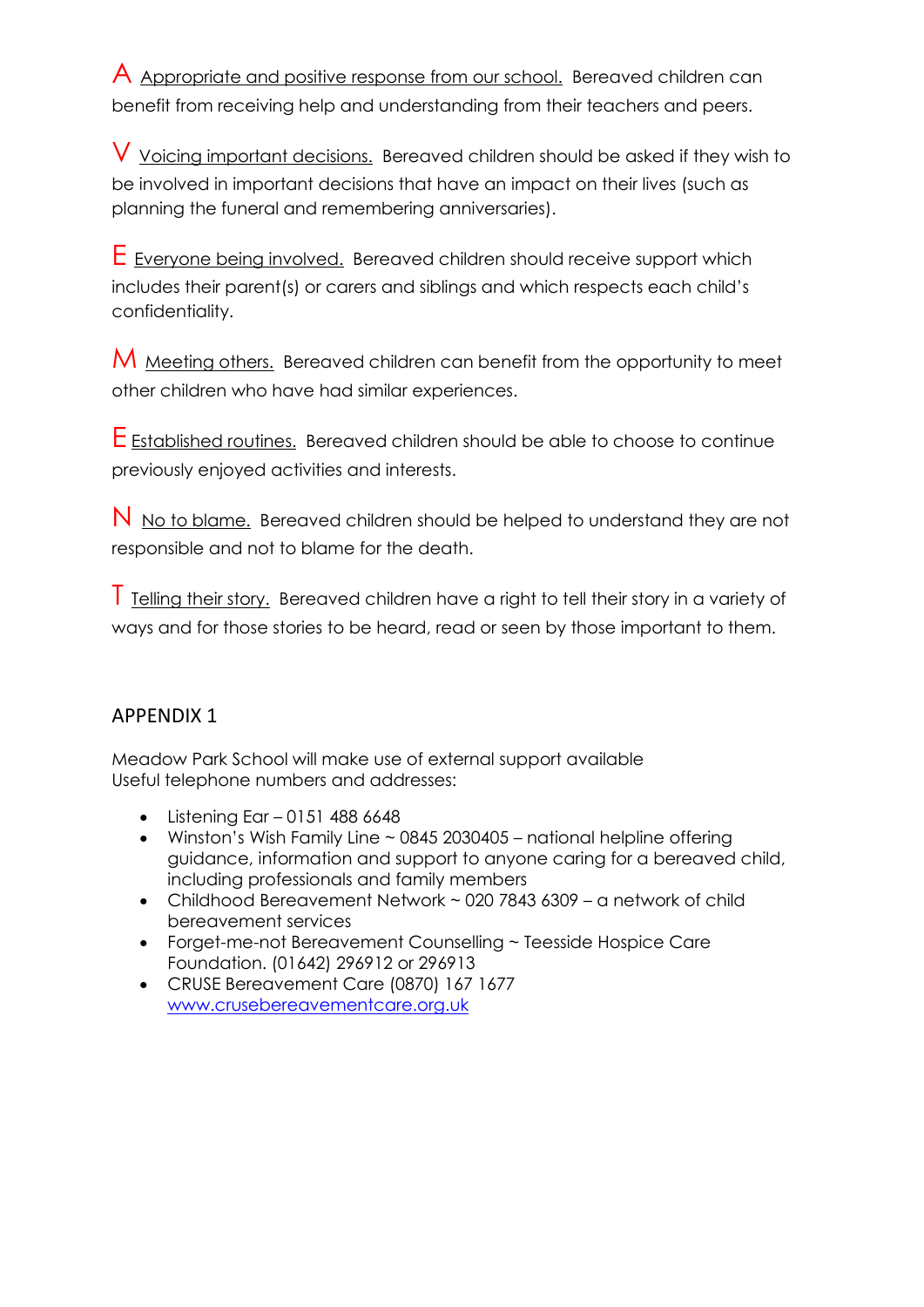A Appropriate and positive response from our school. Bereaved children can benefit from receiving help and understanding from their teachers and peers.

V Voicing important decisions. Bereaved children should be asked if they wish to be involved in important decisions that have an impact on their lives (such as planning the funeral and remembering anniversaries).

E Everyone being involved. Bereaved children should receive support which includes their parent(s) or carers and siblings and which respects each child's confidentiality.

M Meeting others. Bereaved children can benefit from the opportunity to meet other children who have had similar experiences.

E Established routines. Bereaved children should be able to choose to continue previously enjoyed activities and interests.

N No to blame. Bereaved children should be helped to understand they are not responsible and not to blame for the death.

T Telling their story. Bereaved children have a right to tell their story in a variety of ways and for those stories to be heard, read or seen by those important to them.

## APPENDIX 1

Meadow Park School will make use of external support available
Useful telephone numbers and addresses:

- Listening Ear – 0151 488 6648
- Winston's Wish Family Line ~ 0845 2030405 – national helpline offering guidance, information and support to anyone caring for a bereaved child, including professionals and family members
- Childhood Bereavement Network ~ 020 7843 6309 – a network of child bereavement services
- Forget-me-not Bereavement Counselling ~ Teesside Hospice Care Foundation. (01642) 296912 or 296913
- CRUSE Bereavement Care (0870) 167 1677 www.crusebereavementcare.org.uk